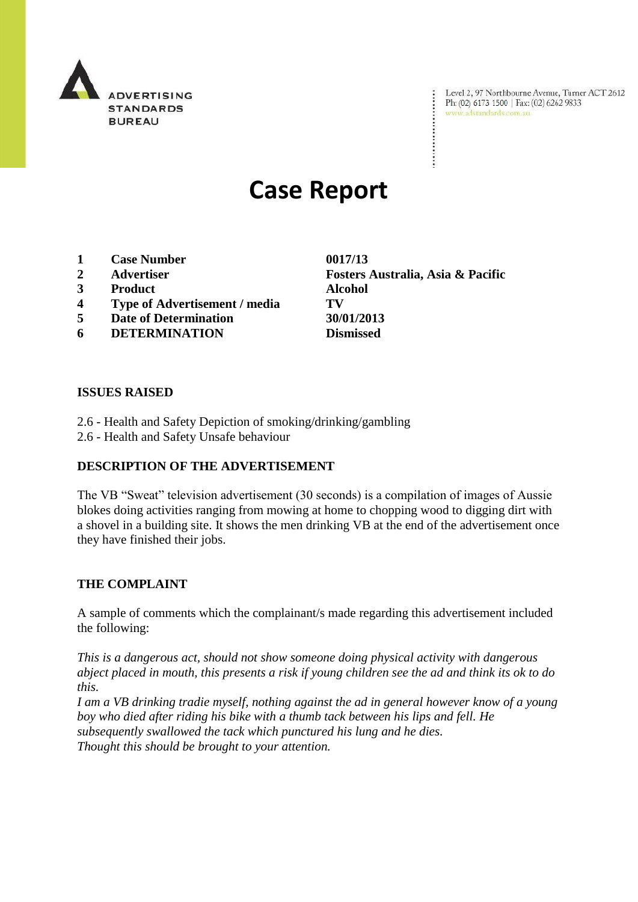# Case Report

| | | |
|---|---|---|
| 1 | **Case Number** | **0017/13** |
| 2 | **Advertiser** | **Fosters Australia, Asia & Pacific** |
| 3 | **Product** | **Alcohol** |
| 4 | **Type of Advertisement / media** | **TV** |
| 5 | **Date of Determination** | **30/01/2013** |
| 6 | **DETERMINATION** | **Dismissed** |

**ISSUES RAISED**

2.6 - Health and Safety Depiction of smoking/drinking/gambling
2.6 - Health and Safety Unsafe behaviour

**DESCRIPTION OF THE ADVERTISEMENT**

The VB "Sweat" television advertisement (30 seconds) is a compilation of images of Aussie blokes doing activities ranging from mowing at home to chopping wood to digging dirt with a shovel in a building site. It shows the men drinking VB at the end of the advertisement once they have finished their jobs.

**THE COMPLAINT**

A sample of comments which the complainant/s made regarding this advertisement included the following:

*This is a dangerous act, should not show someone doing physical activity with dangerous abject placed in mouth, this presents a risk if young children see the ad and think its ok to do this.*
*I am a VB drinking tradie myself, nothing against the ad in general however know of a young boy who died after riding his bike with a thumb tack between his lips and fell. He subsequently swallowed the tack which punctured his lung and he dies.*
*Thought this should be brought to your attention.*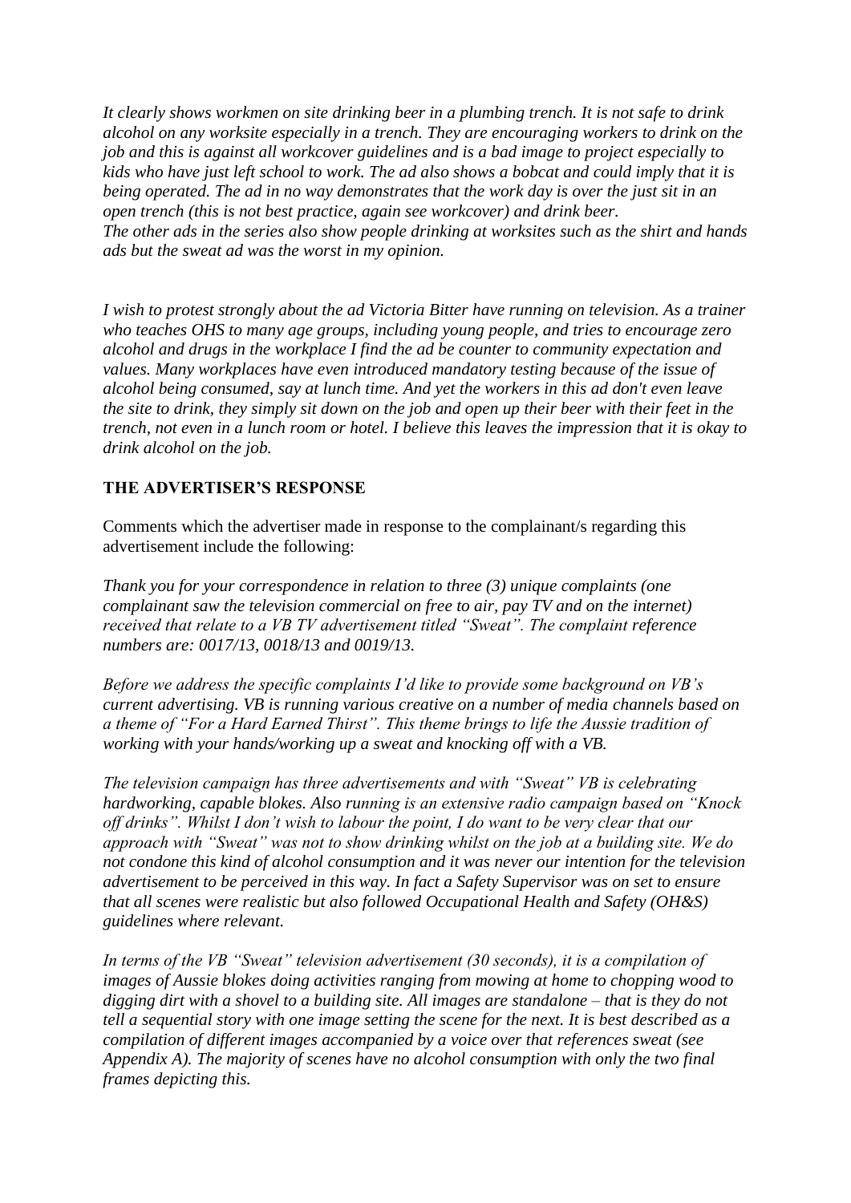*It clearly shows workmen on site drinking beer in a plumbing trench. It is not safe to drink alcohol on any worksite especially in a trench. They are encouraging workers to drink on the job and this is against all workcover guidelines and is a bad image to project especially to kids who have just left school to work. The ad also shows a bobcat and could imply that it is being operated. The ad in no way demonstrates that the work day is over the just sit in an open trench (this is not best practice, again see workcover) and drink beer.*
*The other ads in the series also show people drinking at worksites such as the shirt and hands ads but the sweat ad was the worst in my opinion.*

*I wish to protest strongly about the ad Victoria Bitter have running on television. As a trainer who teaches OHS to many age groups, including young people, and tries to encourage zero alcohol and drugs in the workplace I find the ad be counter to community expectation and values. Many workplaces have even introduced mandatory testing because of the issue of alcohol being consumed, say at lunch time. And yet the workers in this ad don't even leave the site to drink, they simply sit down on the job and open up their beer with their feet in the trench, not even in a lunch room or hotel. I believe this leaves the impression that it is okay to drink alcohol on the job.*

**THE ADVERTISER'S RESPONSE**

Comments which the advertiser made in response to the complainant/s regarding this advertisement include the following:

*Thank you for your correspondence in relation to three (3) unique complaints (one complainant saw the television commercial on free to air, pay TV and on the internet) received that relate to a VB TV advertisement titled "Sweat". The complaint reference numbers are: 0017/13, 0018/13 and 0019/13.*

*Before we address the specific complaints I'd like to provide some background on VB's current advertising. VB is running various creative on a number of media channels based on a theme of "For a Hard Earned Thirst". This theme brings to life the Aussie tradition of working with your hands/working up a sweat and knocking off with a VB.*

*The television campaign has three advertisements and with "Sweat" VB is celebrating hardworking, capable blokes. Also running is an extensive radio campaign based on "Knock off drinks". Whilst I don't wish to labour the point, I do want to be very clear that our approach with "Sweat" was not to show drinking whilst on the job at a building site. We do not condone this kind of alcohol consumption and it was never our intention for the television advertisement to be perceived in this way. In fact a Safety Supervisor was on set to ensure that all scenes were realistic but also followed Occupational Health and Safety (OH&S) guidelines where relevant.*

*In terms of the VB "Sweat" television advertisement (30 seconds), it is a compilation of images of Aussie blokes doing activities ranging from mowing at home to chopping wood to digging dirt with a shovel to a building site. All images are standalone – that is they do not tell a sequential story with one image setting the scene for the next. It is best described as a compilation of different images accompanied by a voice over that references sweat (see Appendix A). The majority of scenes have no alcohol consumption with only the two final frames depicting this.*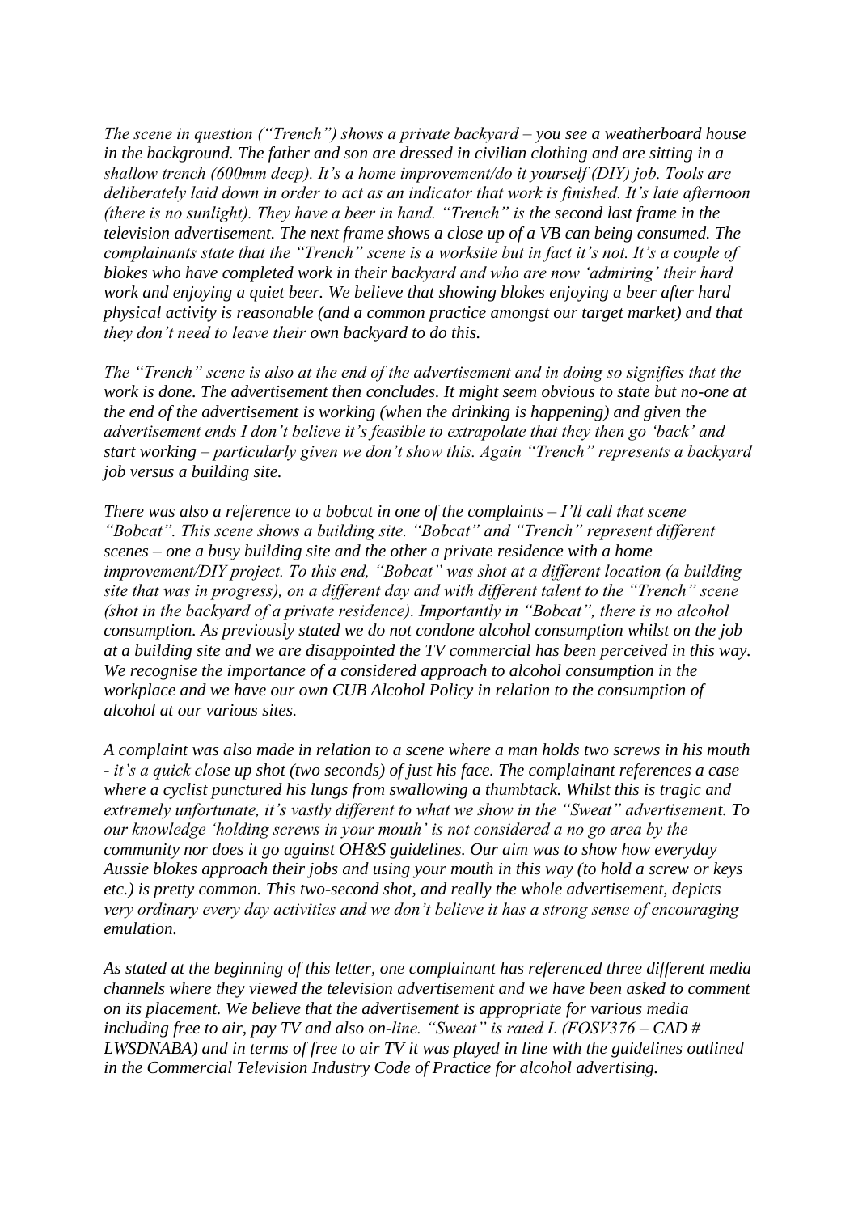*The scene in question ("Trench") shows a private backyard – you see a weatherboard house in the background. The father and son are dressed in civilian clothing and are sitting in a shallow trench (600mm deep). It's a home improvement/do it yourself (DIY) job. Tools are deliberately laid down in order to act as an indicator that work is finished. It's late afternoon (there is no sunlight). They have a beer in hand. "Trench" is the second last frame in the television advertisement. The next frame shows a close up of a VB can being consumed. The complainants state that the "Trench" scene is a worksite but in fact it's not. It's a couple of blokes who have completed work in their backyard and who are now 'admiring' their hard work and enjoying a quiet beer. We believe that showing blokes enjoying a beer after hard physical activity is reasonable (and a common practice amongst our target market) and that they don't need to leave their own backyard to do this.*

*The "Trench" scene is also at the end of the advertisement and in doing so signifies that the work is done. The advertisement then concludes. It might seem obvious to state but no-one at the end of the advertisement is working (when the drinking is happening) and given the advertisement ends I don't believe it's feasible to extrapolate that they then go 'back' and start working – particularly given we don't show this. Again "Trench" represents a backyard job versus a building site.*

*There was also a reference to a bobcat in one of the complaints – I'll call that scene "Bobcat". This scene shows a building site. "Bobcat" and "Trench" represent different scenes – one a busy building site and the other a private residence with a home improvement/DIY project. To this end, "Bobcat" was shot at a different location (a building site that was in progress), on a different day and with different talent to the "Trench" scene (shot in the backyard of a private residence). Importantly in "Bobcat", there is no alcohol consumption. As previously stated we do not condone alcohol consumption whilst on the job at a building site and we are disappointed the TV commercial has been perceived in this way. We recognise the importance of a considered approach to alcohol consumption in the workplace and we have our own CUB Alcohol Policy in relation to the consumption of alcohol at our various sites.*

*A complaint was also made in relation to a scene where a man holds two screws in his mouth - it's a quick close up shot (two seconds) of just his face. The complainant references a case where a cyclist punctured his lungs from swallowing a thumbtack. Whilst this is tragic and extremely unfortunate, it's vastly different to what we show in the "Sweat" advertisement. To our knowledge 'holding screws in your mouth' is not considered a no go area by the community nor does it go against OH&S guidelines. Our aim was to show how everyday Aussie blokes approach their jobs and using your mouth in this way (to hold a screw or keys etc.) is pretty common. This two-second shot, and really the whole advertisement, depicts very ordinary every day activities and we don't believe it has a strong sense of encouraging emulation.*

*As stated at the beginning of this letter, one complainant has referenced three different media channels where they viewed the television advertisement and we have been asked to comment on its placement. We believe that the advertisement is appropriate for various media including free to air, pay TV and also on-line. "Sweat" is rated L (FOSV376 – CAD # LWSDNABA) and in terms of free to air TV it was played in line with the guidelines outlined in the Commercial Television Industry Code of Practice for alcohol advertising.*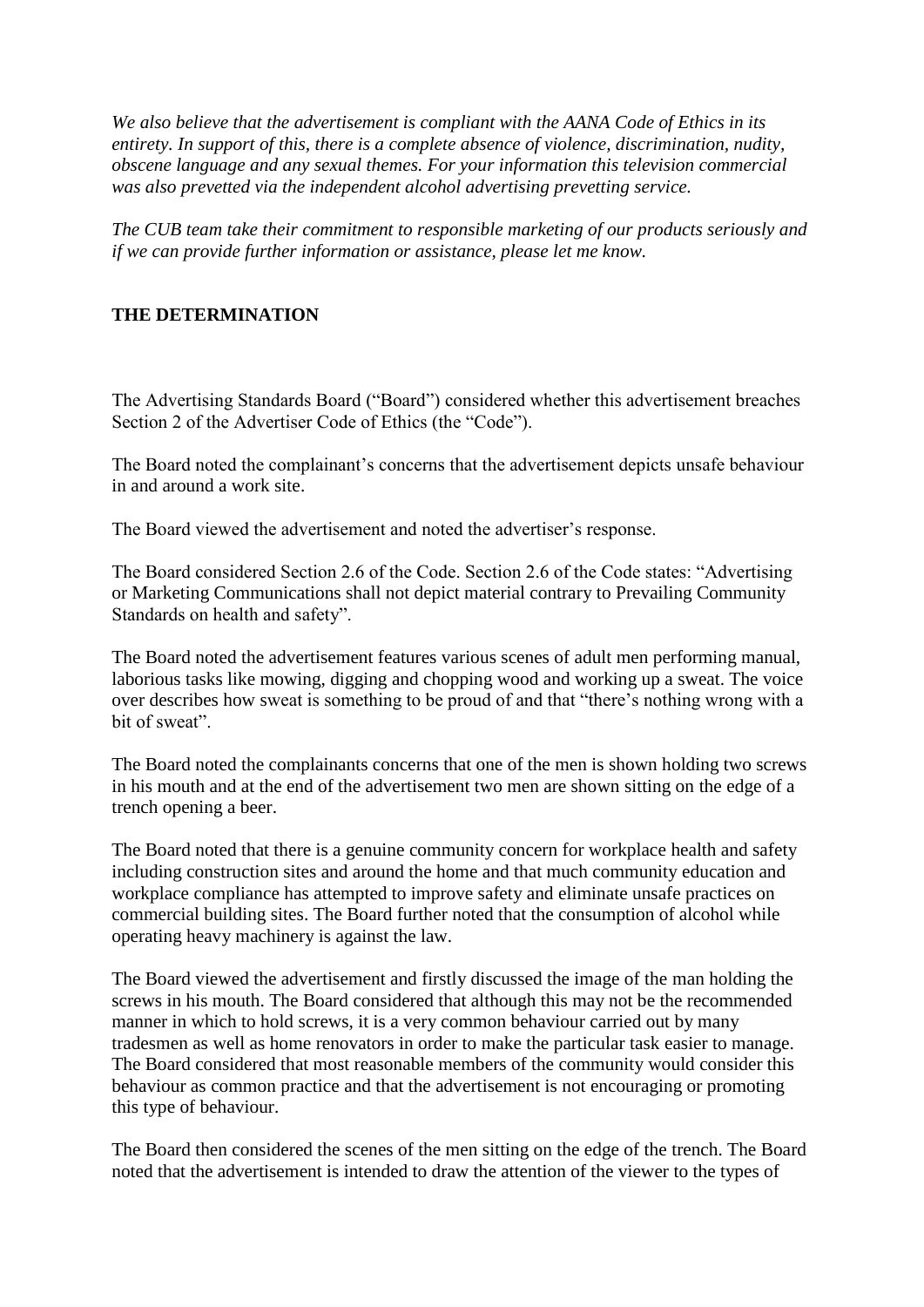*We also believe that the advertisement is compliant with the AANA Code of Ethics in its entirety. In support of this, there is a complete absence of violence, discrimination, nudity, obscene language and any sexual themes. For your information this television commercial was also prevetted via the independent alcohol advertising prevetting service.*

*The CUB team take their commitment to responsible marketing of our products seriously and if we can provide further information or assistance, please let me know.*

**THE DETERMINATION**

The Advertising Standards Board ("Board") considered whether this advertisement breaches Section 2 of the Advertiser Code of Ethics (the "Code").

The Board noted the complainant's concerns that the advertisement depicts unsafe behaviour in and around a work site.

The Board viewed the advertisement and noted the advertiser's response.

The Board considered Section 2.6 of the Code. Section 2.6 of the Code states: "Advertising or Marketing Communications shall not depict material contrary to Prevailing Community Standards on health and safety".

The Board noted the advertisement features various scenes of adult men performing manual, laborious tasks like mowing, digging and chopping wood and working up a sweat. The voice over describes how sweat is something to be proud of and that "there's nothing wrong with a bit of sweat".

The Board noted the complainants concerns that one of the men is shown holding two screws in his mouth and at the end of the advertisement two men are shown sitting on the edge of a trench opening a beer.

The Board noted that there is a genuine community concern for workplace health and safety including construction sites and around the home and that much community education and workplace compliance has attempted to improve safety and eliminate unsafe practices on commercial building sites. The Board further noted that the consumption of alcohol while operating heavy machinery is against the law.

The Board viewed the advertisement and firstly discussed the image of the man holding the screws in his mouth. The Board considered that although this may not be the recommended manner in which to hold screws, it is a very common behaviour carried out by many tradesmen as well as home renovators in order to make the particular task easier to manage. The Board considered that most reasonable members of the community would consider this behaviour as common practice and that the advertisement is not encouraging or promoting this type of behaviour.

The Board then considered the scenes of the men sitting on the edge of the trench. The Board noted that the advertisement is intended to draw the attention of the viewer to the types of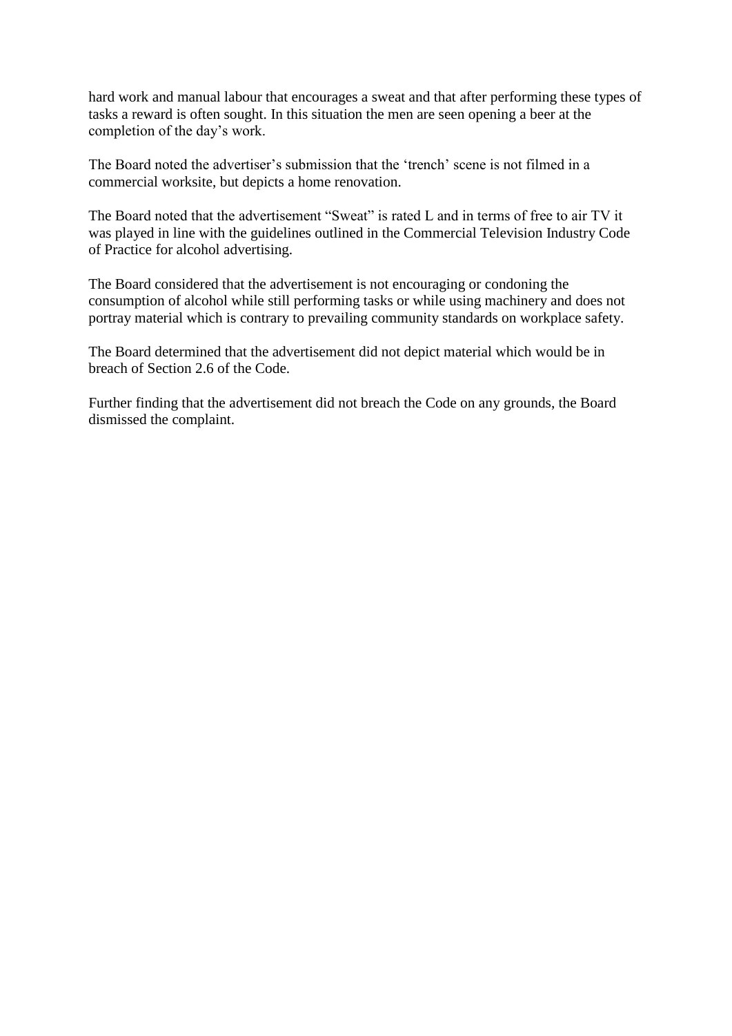hard work and manual labour that encourages a sweat and that after performing these types of tasks a reward is often sought. In this situation the men are seen opening a beer at the completion of the day's work.

The Board noted the advertiser's submission that the 'trench' scene is not filmed in a commercial worksite, but depicts a home renovation.

The Board noted that the advertisement "Sweat" is rated L and in terms of free to air TV it was played in line with the guidelines outlined in the Commercial Television Industry Code of Practice for alcohol advertising.

The Board considered that the advertisement is not encouraging or condoning the consumption of alcohol while still performing tasks or while using machinery and does not portray material which is contrary to prevailing community standards on workplace safety.

The Board determined that the advertisement did not depict material which would be in breach of Section 2.6 of the Code.

Further finding that the advertisement did not breach the Code on any grounds, the Board dismissed the complaint.